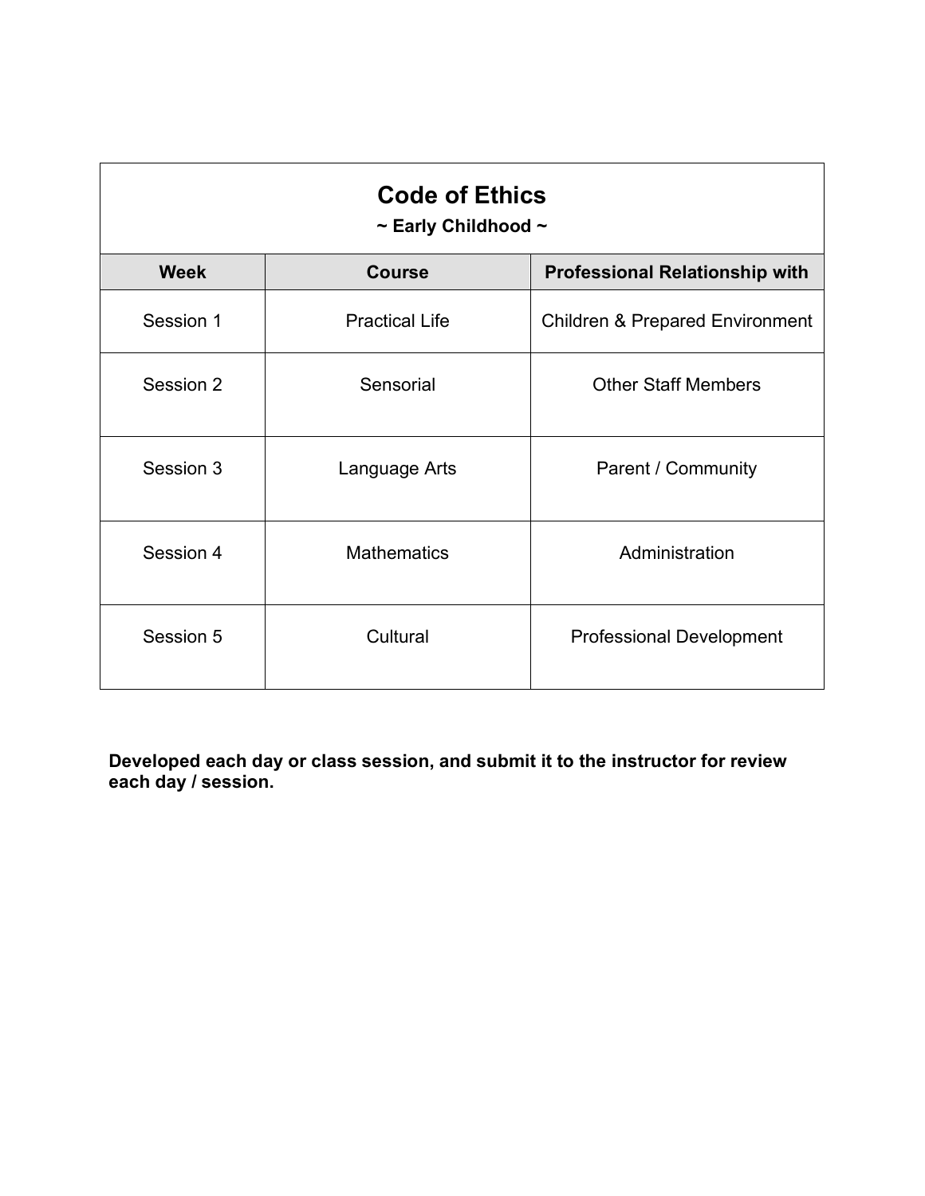# Code of Ethics

**~ Early Childhood ~**

| Week | Course | Professional Relationship with |
|---|---|---|
| Session 1 | Practical Life | Children & Prepared Environment |
| Session 2 | Sensorial | Other Staff Members |
| Session 3 | Language Arts | Parent / Community |
| Session 4 | Mathematics | Administration |
| Session 5 | Cultural | Professional Development |

**Developed each day or class session, and submit it to the instructor for review each day / session.**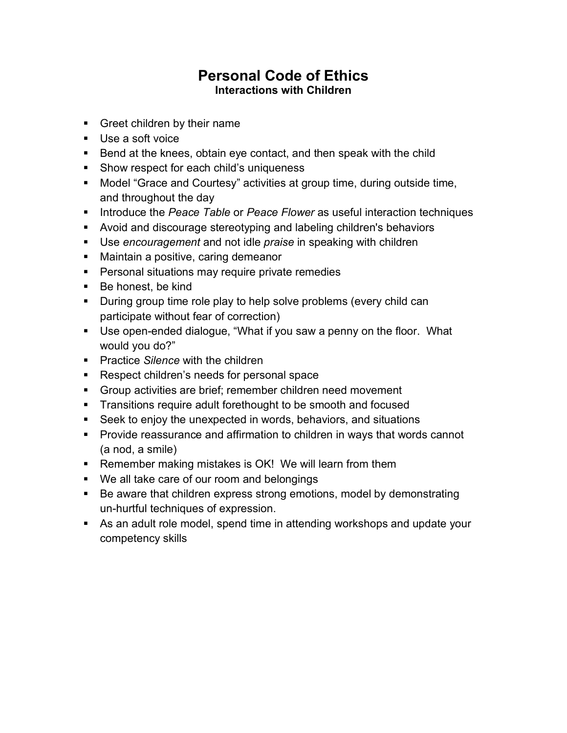# Personal Code of Ethics

### Interactions with Children

- Greet children by their name
- Use a soft voice
- Bend at the knees, obtain eye contact, and then speak with the child
- Show respect for each child's uniqueness
- Model "Grace and Courtesy" activities at group time, during outside time, and throughout the day
- Introduce the *Peace Table* or *Peace Flower* as useful interaction techniques
- Avoid and discourage stereotyping and labeling children's behaviors
- Use *encouragement* and not idle *praise* in speaking with children
- Maintain a positive, caring demeanor
- Personal situations may require private remedies
- Be honest, be kind
- During group time role play to help solve problems (every child can participate without fear of correction)
- Use open-ended dialogue, "What if you saw a penny on the floor. What would you do?"
- Practice *Silence* with the children
- Respect children's needs for personal space
- Group activities are brief; remember children need movement
- Transitions require adult forethought to be smooth and focused
- Seek to enjoy the unexpected in words, behaviors, and situations
- Provide reassurance and affirmation to children in ways that words cannot (a nod, a smile)
- Remember making mistakes is OK! We will learn from them
- We all take care of our room and belongings
- Be aware that children express strong emotions, model by demonstrating un-hurtful techniques of expression.
- As an adult role model, spend time in attending workshops and update your competency skills